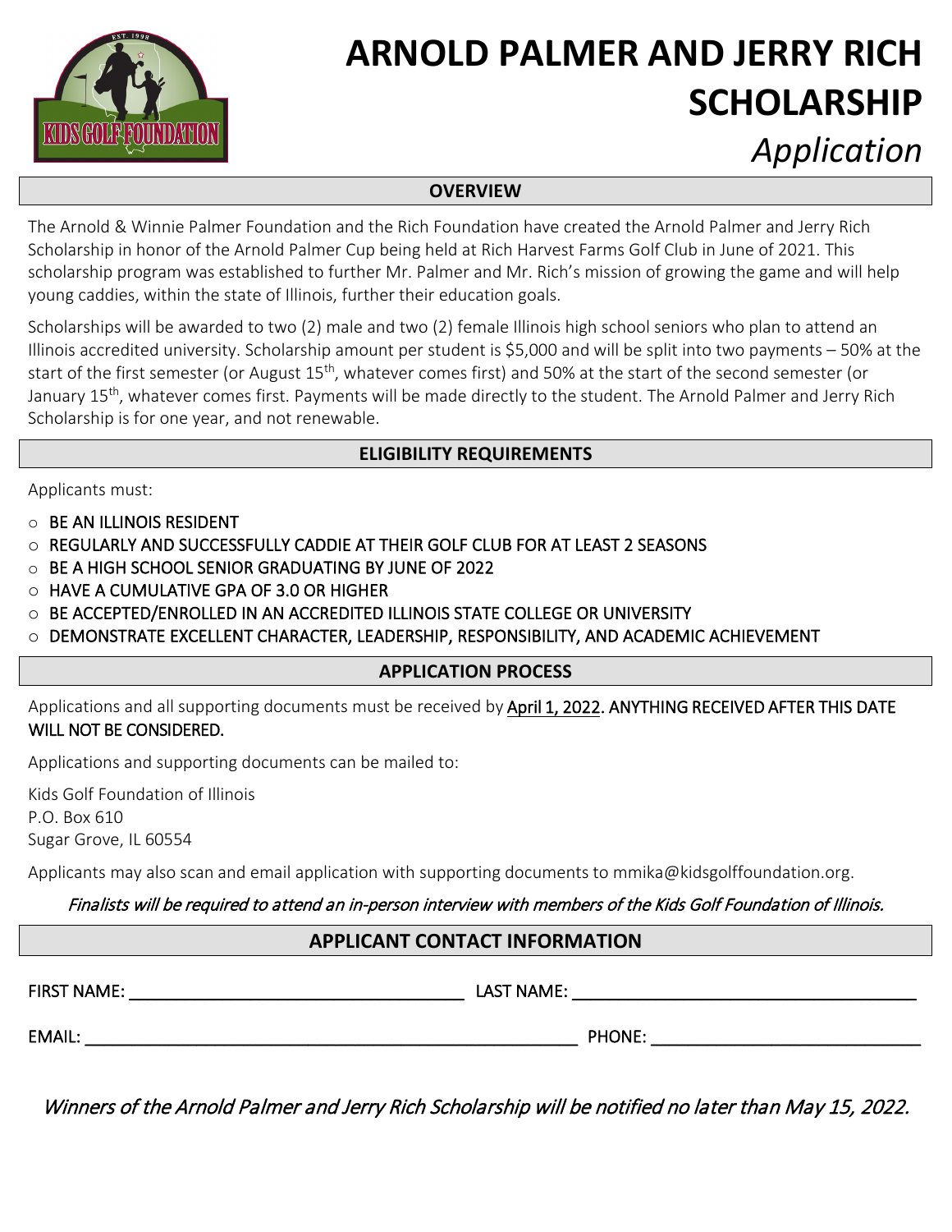# ARNOLD PALMER AND JERRY RICH SCHOLARSHIP

*Application*

## OVERVIEW

The Arnold & Winnie Palmer Foundation and the Rich Foundation have created the Arnold Palmer and Jerry Rich Scholarship in honor of the Arnold Palmer Cup being held at Rich Harvest Farms Golf Club in June of 2021. This scholarship program was established to further Mr. Palmer and Mr. Rich's mission of growing the game and will help young caddies, within the state of Illinois, further their education goals.

Scholarships will be awarded to two (2) male and two (2) female Illinois high school seniors who plan to attend an Illinois accredited university. Scholarship amount per student is $5,000 and will be split into two payments – 50% at the start of the first semester (or August 15th, whatever comes first) and 50% at the start of the second semester (or January 15th, whatever comes first. Payments will be made directly to the student. The Arnold Palmer and Jerry Rich Scholarship is for one year, and not renewable.

## ELIGIBILITY REQUIREMENTS

Applicants must:

- BE AN ILLINOIS RESIDENT
- REGULARLY AND SUCCESSFULLY CADDIE AT THEIR GOLF CLUB FOR AT LEAST 2 SEASONS
- BE A HIGH SCHOOL SENIOR GRADUATING BY JUNE OF 2022
- HAVE A CUMULATIVE GPA OF 3.0 OR HIGHER
- BE ACCEPTED/ENROLLED IN AN ACCREDITED ILLINOIS STATE COLLEGE OR UNIVERSITY
- DEMONSTRATE EXCELLENT CHARACTER, LEADERSHIP, RESPONSIBILITY, AND ACADEMIC ACHIEVEMENT

## APPLICATION PROCESS

Applications and all supporting documents must be received by April 1, 2022. ANYTHING RECEIVED AFTER THIS DATE WILL NOT BE CONSIDERED.

Applications and supporting documents can be mailed to:

Kids Golf Foundation of Illinois
P.O. Box 610
Sugar Grove, IL 60554

Applicants may also scan and email application with supporting documents to mmika@kidsgolffoundation.org.

*Finalists will be required to attend an in-person interview with members of the Kids Golf Foundation of Illinois.*

## APPLICANT CONTACT INFORMATION

FIRST NAME: ______________________ LAST NAME: ______________________

EMAIL: ______________________ PHONE: ______________________

*Winners of the Arnold Palmer and Jerry Rich Scholarship will be notified no later than May 15, 2022.*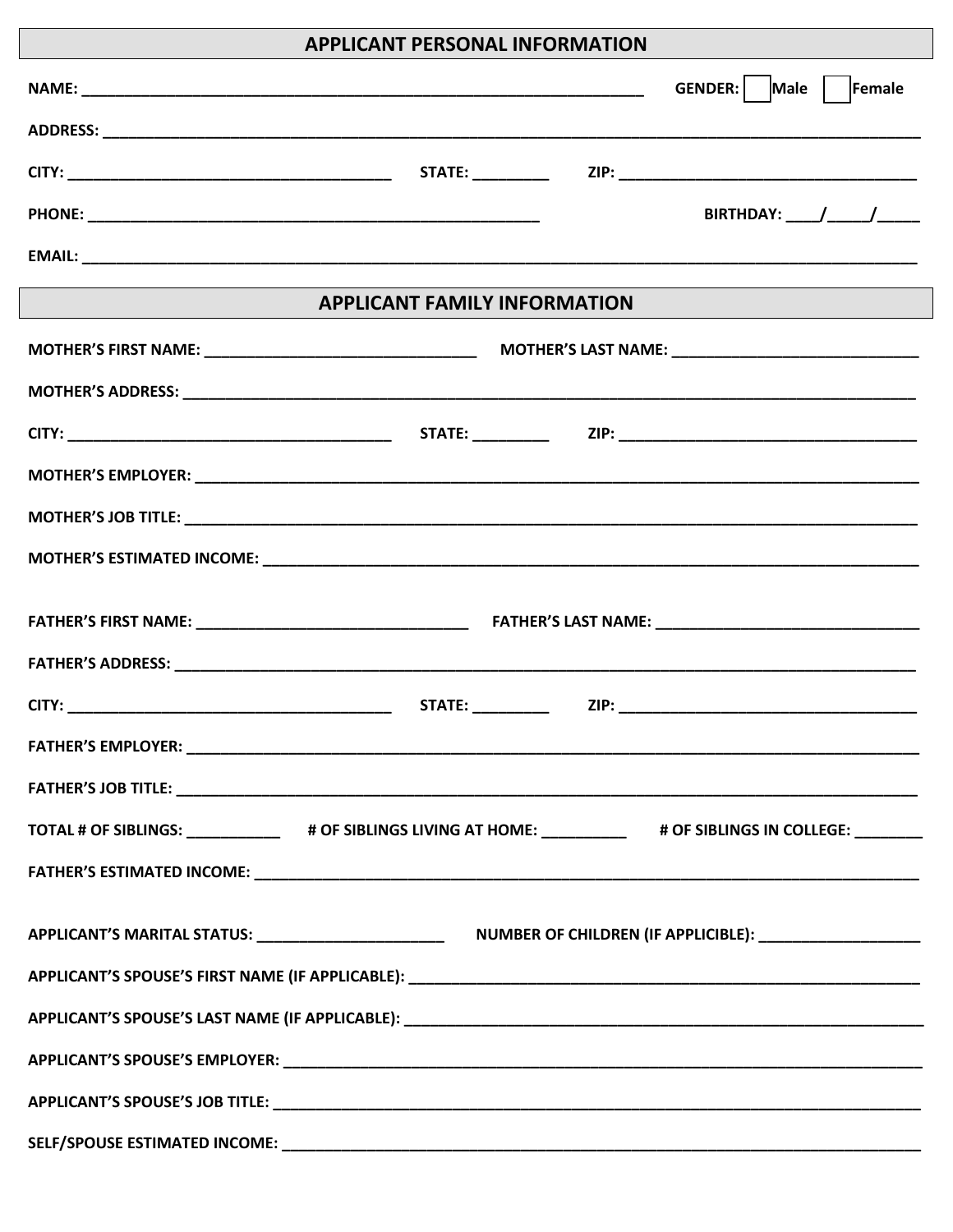## APPLICANT PERSONAL INFORMATION

**NAME:** ______________________________________________________________ **GENDER:** ☐ Male ☐ Female

**ADDRESS:** ____________________________________________________________________________________

**CITY:** ____________________________________ **STATE:** _________ **ZIP:** ________________________________

**PHONE:** __________________________________________________ **BIRTHDAY:** ____/_____/_____

**EMAIL:** ______________________________________________________________________________________

## APPLICANT FAMILY INFORMATION

**MOTHER'S FIRST NAME:** ______________________________ **MOTHER'S LAST NAME:** ___________________________

**MOTHER'S ADDRESS:** _________________________________________________________________________

**CITY:** ____________________________________ **STATE:** _________ **ZIP:** ________________________________

**MOTHER'S EMPLOYER:** _______________________________________________________________________

**MOTHER'S JOB TITLE:** _______________________________________________________________________

**MOTHER'S ESTIMATED INCOME:** _________________________________________________________________

**FATHER'S FIRST NAME:** ______________________________ **FATHER'S LAST NAME:** ______________________________

**FATHER'S ADDRESS:** __________________________________________________________________________

**CITY:** ____________________________________ **STATE:** _________ **ZIP:** ________________________________

**FATHER'S EMPLOYER:** ________________________________________________________________________

**FATHER'S JOB TITLE:** ________________________________________________________________________

**TOTAL # OF SIBLINGS:** ___________ **# OF SIBLINGS LIVING AT HOME:** __________ **# OF SIBLINGS IN COLLEGE:** ________

**FATHER'S ESTIMATED INCOME:** __________________________________________________________________

**APPLICANT'S MARITAL STATUS:** ______________________ **NUMBER OF CHILDREN (IF APPLICIBLE):** ___________________

**APPLICANT'S SPOUSE'S FIRST NAME (IF APPLICABLE):** _____________________________________________________

**APPLICANT'S SPOUSE'S LAST NAME (IF APPLICABLE):** ______________________________________________________

**APPLICANT'S SPOUSE'S EMPLOYER:** _________________________________________________________________

**APPLICANT'S SPOUSE'S JOB TITLE:** _________________________________________________________________

**SELF/SPOUSE ESTIMATED INCOME:** _________________________________________________________________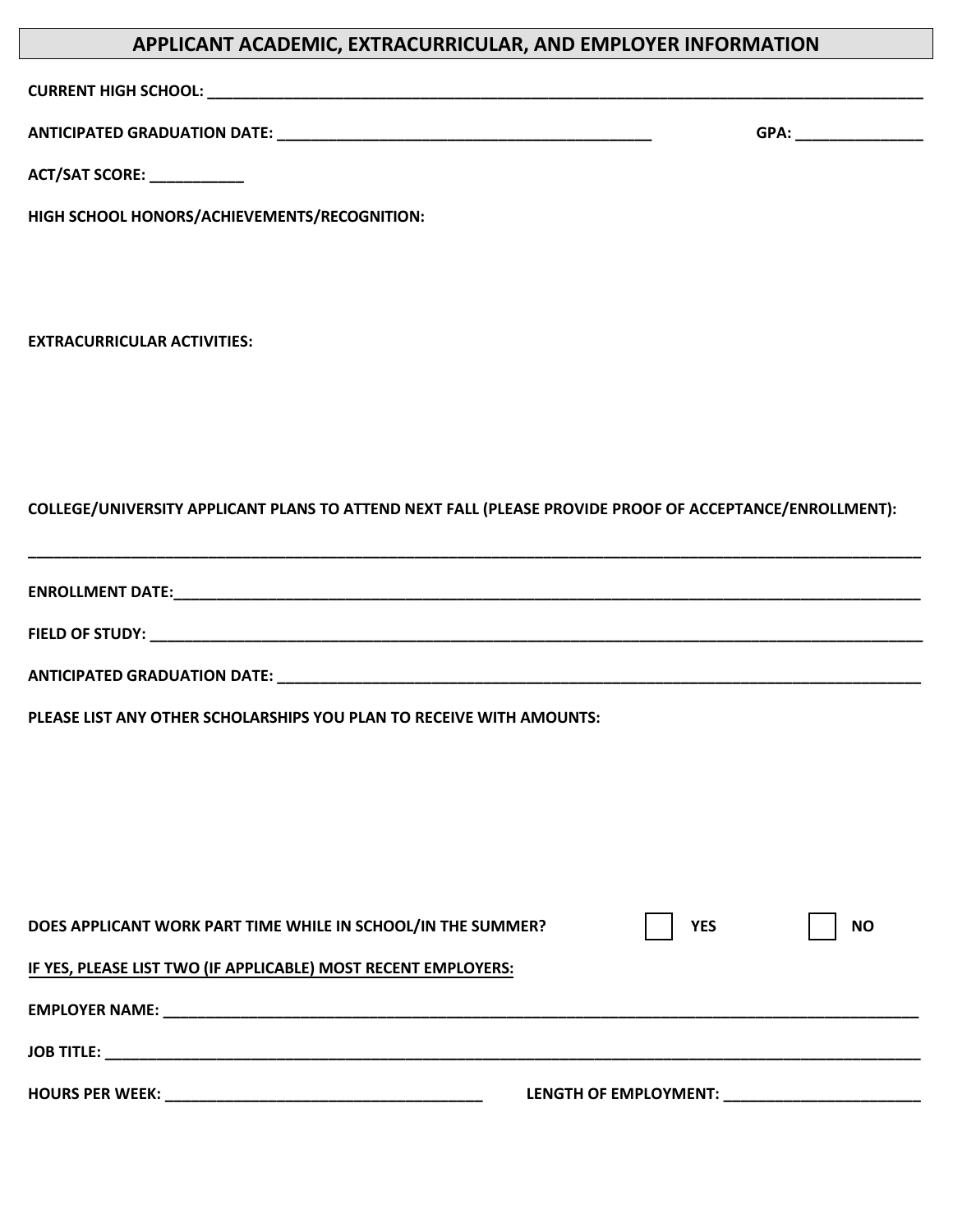## APPLICANT ACADEMIC, EXTRACURRICULAR, AND EMPLOYER INFORMATION

**CURRENT HIGH SCHOOL:** ____________________________________________________________

**ANTICIPATED GRADUATION DATE:** ________________________________ **GPA:** ______________

**ACT/SAT SCORE:** ___________

**HIGH SCHOOL HONORS/ACHIEVEMENTS/RECOGNITION:**

**EXTRACURRICULAR ACTIVITIES:**

**COLLEGE/UNIVERSITY APPLICANT PLANS TO ATTEND NEXT FALL (PLEASE PROVIDE PROOF OF ACCEPTANCE/ENROLLMENT):**

______________________________________________________________________________

**ENROLLMENT DATE:** ______________________________________________________________

**FIELD OF STUDY:** ______________________________________________________________

**ANTICIPATED GRADUATION DATE:** ____________________________________________________

**PLEASE LIST ANY OTHER SCHOLARSHIPS YOU PLAN TO RECEIVE WITH AMOUNTS:**

**DOES APPLICANT WORK PART TIME WHILE IN SCHOOL/IN THE SUMMER?** ☐ **YES** ☐ **NO**

**IF YES, PLEASE LIST TWO (IF APPLICABLE) MOST RECENT EMPLOYERS:**

**EMPLOYER NAME:** ______________________________________________________________

**JOB TITLE:** __________________________________________________________________

**HOURS PER WEEK:** ______________________________ **LENGTH OF EMPLOYMENT:** ____________________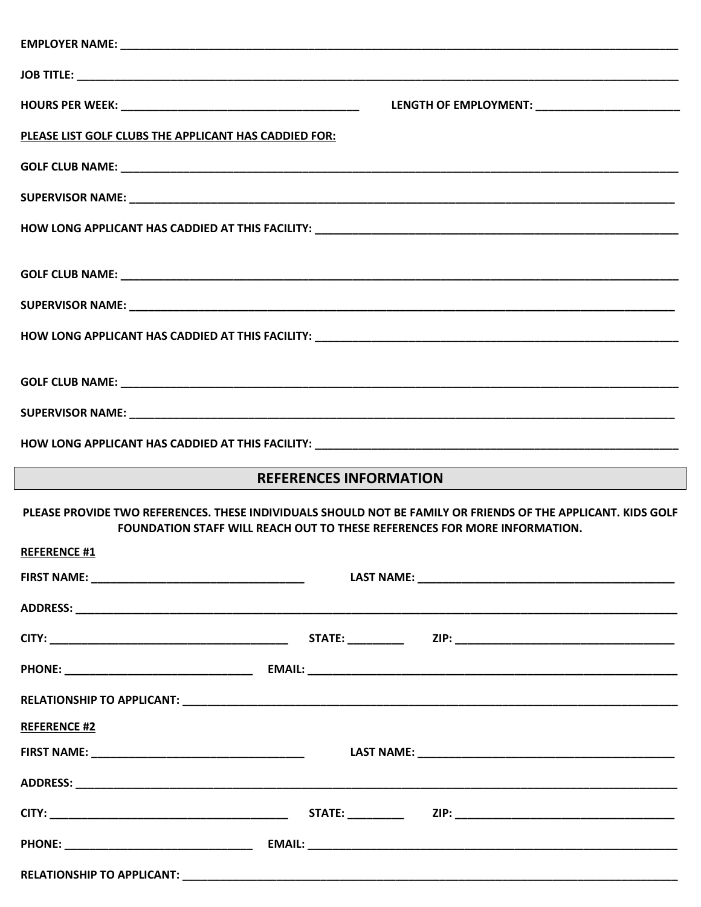**EMPLOYER NAME:** ______________________________________________

**JOB TITLE:** ______________________________________________

**HOURS PER WEEK:** ____________________ **LENGTH OF EMPLOYMENT:** ____________________

**PLEASE LIST GOLF CLUBS THE APPLICANT HAS CADDIED FOR:**

**GOLF CLUB NAME:** ______________________________________________

**SUPERVISOR NAME:** ______________________________________________

**HOW LONG APPLICANT HAS CADDIED AT THIS FACILITY:** ______________________________

**GOLF CLUB NAME:** ______________________________________________

**SUPERVISOR NAME:** ______________________________________________

**HOW LONG APPLICANT HAS CADDIED AT THIS FACILITY:** ______________________________

**GOLF CLUB NAME:** ______________________________________________

**SUPERVISOR NAME:** ______________________________________________

**HOW LONG APPLICANT HAS CADDIED AT THIS FACILITY:** ______________________________

## REFERENCES INFORMATION

**PLEASE PROVIDE TWO REFERENCES. THESE INDIVIDUALS SHOULD NOT BE FAMILY OR FRIENDS OF THE APPLICANT. KIDS GOLF FOUNDATION STAFF WILL REACH OUT TO THESE REFERENCES FOR MORE INFORMATION.**

**REFERENCE #1**

**FIRST NAME:** ____________________ **LAST NAME:** ____________________

**ADDRESS:** ______________________________________________

**CITY:** ____________________ **STATE:** __________ **ZIP:** ____________________

**PHONE:** ____________________ **EMAIL:** ____________________

**RELATIONSHIP TO APPLICANT:** ______________________________________________

**REFERENCE #2**

**FIRST NAME:** ____________________ **LAST NAME:** ____________________

**ADDRESS:** ______________________________________________

**CITY:** ____________________ **STATE:** __________ **ZIP:** ____________________

**PHONE:** ____________________ **EMAIL:** ____________________

**RELATIONSHIP TO APPLICANT:** ______________________________________________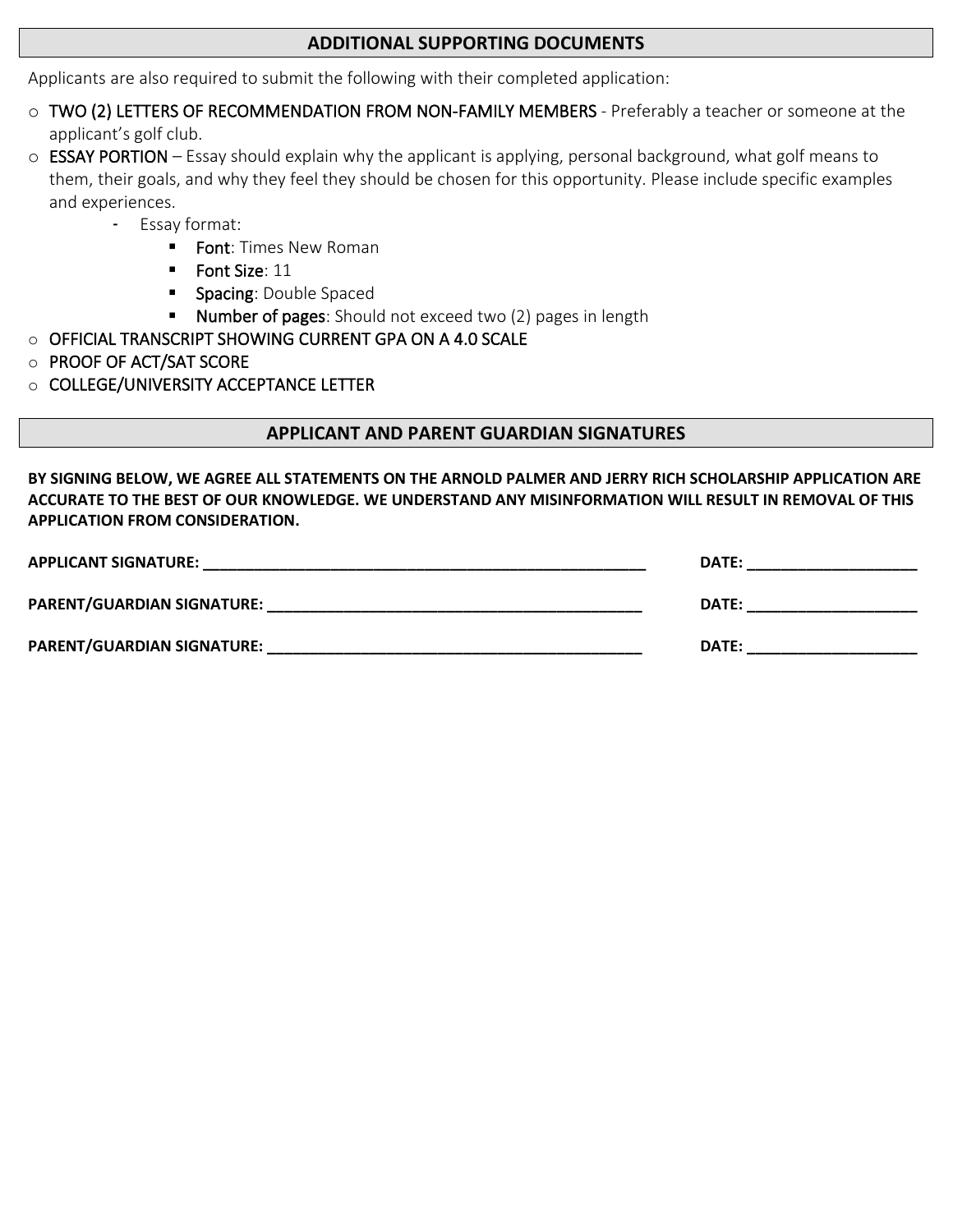## ADDITIONAL SUPPORTING DOCUMENTS

Applicants are also required to submit the following with their completed application:

- TWO (2) LETTERS OF RECOMMENDATION FROM NON-FAMILY MEMBERS - Preferably a teacher or someone at the applicant's golf club.
- ESSAY PORTION – Essay should explain why the applicant is applying, personal background, what golf means to them, their goals, and why they feel they should be chosen for this opportunity. Please include specific examples and experiences.
  - Essay format:
    - **Font**: Times New Roman
    - **Font Size**: 11
    - **Spacing**: Double Spaced
    - **Number of pages**: Should not exceed two (2) pages in length
- OFFICIAL TRANSCRIPT SHOWING CURRENT GPA ON A 4.0 SCALE
- PROOF OF ACT/SAT SCORE
- COLLEGE/UNIVERSITY ACCEPTANCE LETTER

## APPLICANT AND PARENT GUARDIAN SIGNATURES

**BY SIGNING BELOW, WE AGREE ALL STATEMENTS ON THE ARNOLD PALMER AND JERRY RICH SCHOLARSHIP APPLICATION ARE ACCURATE TO THE BEST OF OUR KNOWLEDGE. WE UNDERSTAND ANY MISINFORMATION WILL RESULT IN REMOVAL OF THIS APPLICATION FROM CONSIDERATION.**

**APPLICANT SIGNATURE:** ________________________________________ **DATE:** ____________________

**PARENT/GUARDIAN SIGNATURE:** ____________________________________ **DATE:** ____________________

**PARENT/GUARDIAN SIGNATURE:** ____________________________________ **DATE:** ____________________